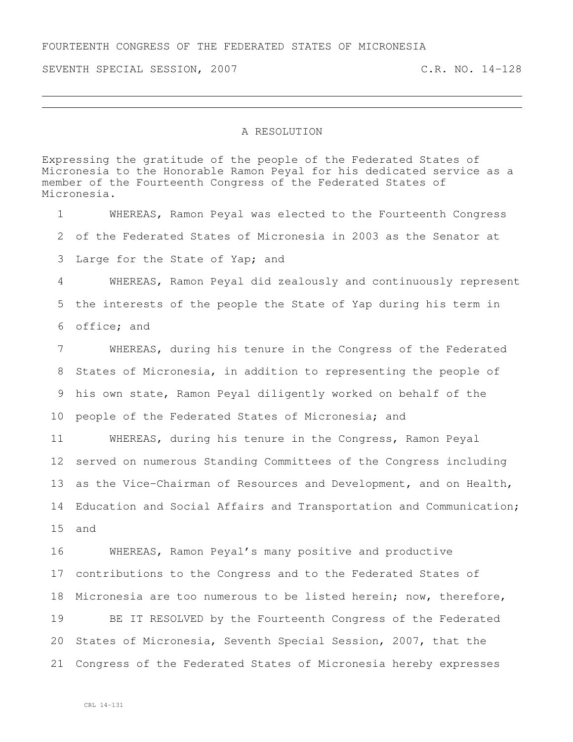FOURTEENTH CONGRESS OF THE FEDERATED STATES OF MICRONESIA

SEVENTH SPECIAL SESSION, 2007 C.R. NO. 14-128

---

# A RESOLUTION

Expressing the gratitude of the people of the Federated States of Micronesia to the Honorable Ramon Peyal for his dedicated service as a member of the Fourteenth Congress of the Federated States of Micronesia.

1 WHEREAS, Ramon Peyal was elected to the Fourteenth Congress
2 of the Federated States of Micronesia in 2003 as the Senator at
3 Large for the State of Yap; and

4 WHEREAS, Ramon Peyal did zealously and continuously represent
5 the interests of the people the State of Yap during his term in
6 office; and

7 WHEREAS, during his tenure in the Congress of the Federated
8 States of Micronesia, in addition to representing the people of
9 his own state, Ramon Peyal diligently worked on behalf of the
10 people of the Federated States of Micronesia; and

11 WHEREAS, during his tenure in the Congress, Ramon Peyal
12 served on numerous Standing Committees of the Congress including
13 as the Vice-Chairman of Resources and Development, and on Health,
14 Education and Social Affairs and Transportation and Communication;
15 and

16 WHEREAS, Ramon Peyal's many positive and productive
17 contributions to the Congress and to the Federated States of
18 Micronesia are too numerous to be listed herein; now, therefore,

19 BE IT RESOLVED by the Fourteenth Congress of the Federated
20 States of Micronesia, Seventh Special Session, 2007, that the
21 Congress of the Federated States of Micronesia hereby expresses

CRL 14-131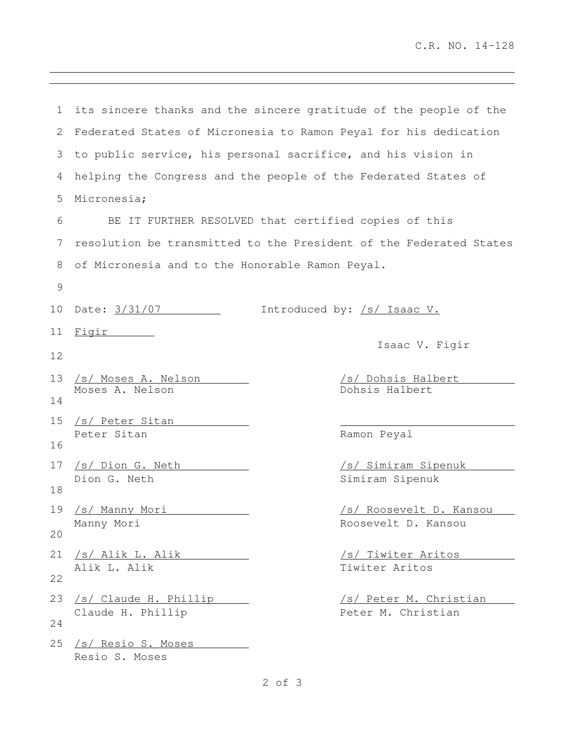its sincere thanks and the sincere gratitude of the people of the Federated States of Micronesia to Ramon Peyal for his dedication to public service, his personal sacrifice, and his vision in helping the Congress and the people of the Federated States of Micronesia;

BE IT FURTHER RESOLVED that certified copies of this resolution be transmitted to the President of the Federated States of Micronesia and to the Honorable Ramon Peyal.

Date: 3/31/07 Introduced by: /s/ Isaac V. Figir

Isaac V. Figir

/s/ Moses A. Nelson
Moses A. Nelson

/s/ Dohsis Halbert
Dohsis Halbert

/s/ Peter Sitan
Peter Sitan

Ramon Peyal

/s/ Dion G. Neth
Dion G. Neth

/s/ Simiram Sipenuk
Simiram Sipenuk

/s/ Manny Mori
Manny Mori

/s/ Roosevelt D. Kansou
Roosevelt D. Kansou

/s/ Alik L. Alik
Alik L. Alik

/s/ Tiwiter Aritos
Tiwiter Aritos

/s/ Claude H. Phillip
Claude H. Phillip

/s/ Peter M. Christian
Peter M. Christian

/s/ Resio S. Moses
Resio S. Moses